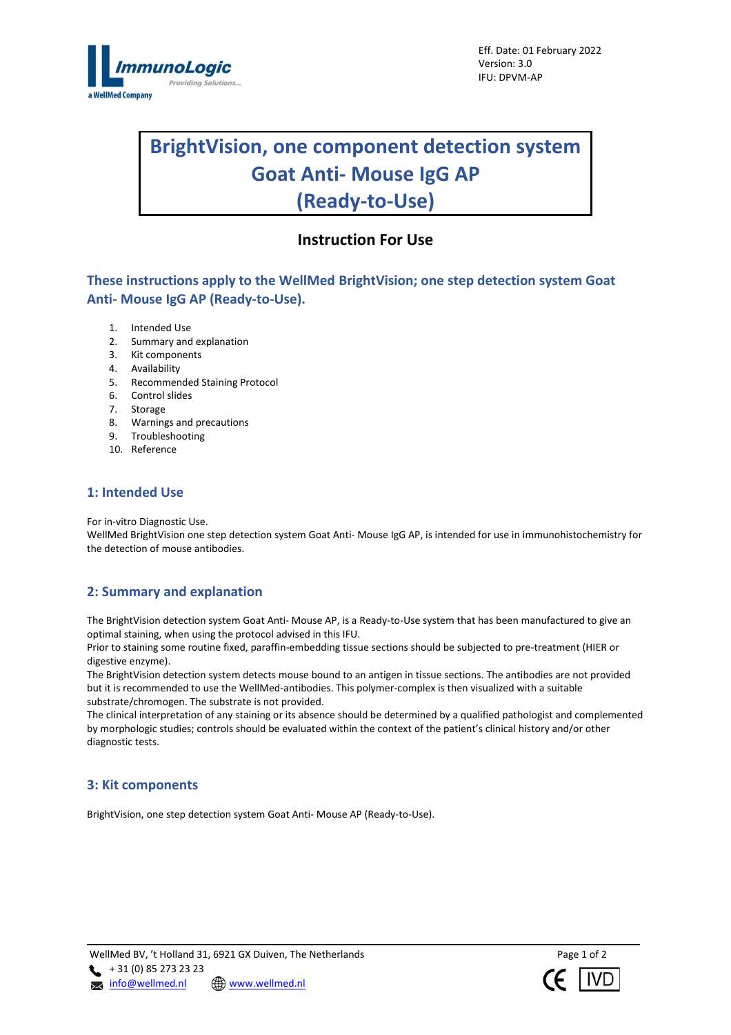Eff. Date: 01 February 2022
Version: 3.0
IFU: DPVM-AP

# BrightVision, one component detection system Goat Anti- Mouse IgG AP (Ready-to-Use)

## Instruction For Use

### These instructions apply to the WellMed BrightVision; one step detection system Goat Anti- Mouse IgG AP (Ready-to-Use).

1. Intended Use
2. Summary and explanation
3. Kit components
4. Availability
5. Recommended Staining Protocol
6. Control slides
7. Storage
8. Warnings and precautions
9. Troubleshooting
10. Reference

## 1: Intended Use

For in-vitro Diagnostic Use.
WellMed BrightVision one step detection system Goat Anti- Mouse IgG AP, is intended for use in immunohistochemistry for the detection of mouse antibodies.

## 2: Summary and explanation

The BrightVision detection system Goat Anti- Mouse AP, is a Ready-to-Use system that has been manufactured to give an optimal staining, when using the protocol advised in this IFU.
Prior to staining some routine fixed, paraffin-embedding tissue sections should be subjected to pre-treatment (HIER or digestive enzyme).
The BrightVision detection system detects mouse bound to an antigen in tissue sections. The antibodies are not provided but it is recommended to use the WellMed-antibodies. This polymer-complex is then visualized with a suitable substrate/chromogen. The substrate is not provided.
The clinical interpretation of any staining or its absence should be determined by a qualified pathologist and complemented by morphologic studies; controls should be evaluated within the context of the patient's clinical history and/or other diagnostic tests.

## 3: Kit components

BrightVision, one step detection system Goat Anti- Mouse AP (Ready-to-Use).

WellMed BV, 't Holland 31, 6921 GX Duiven, The Netherlands
+ 31 (0) 85 273 23 23
info@wellmed.nl www.wellmed.nl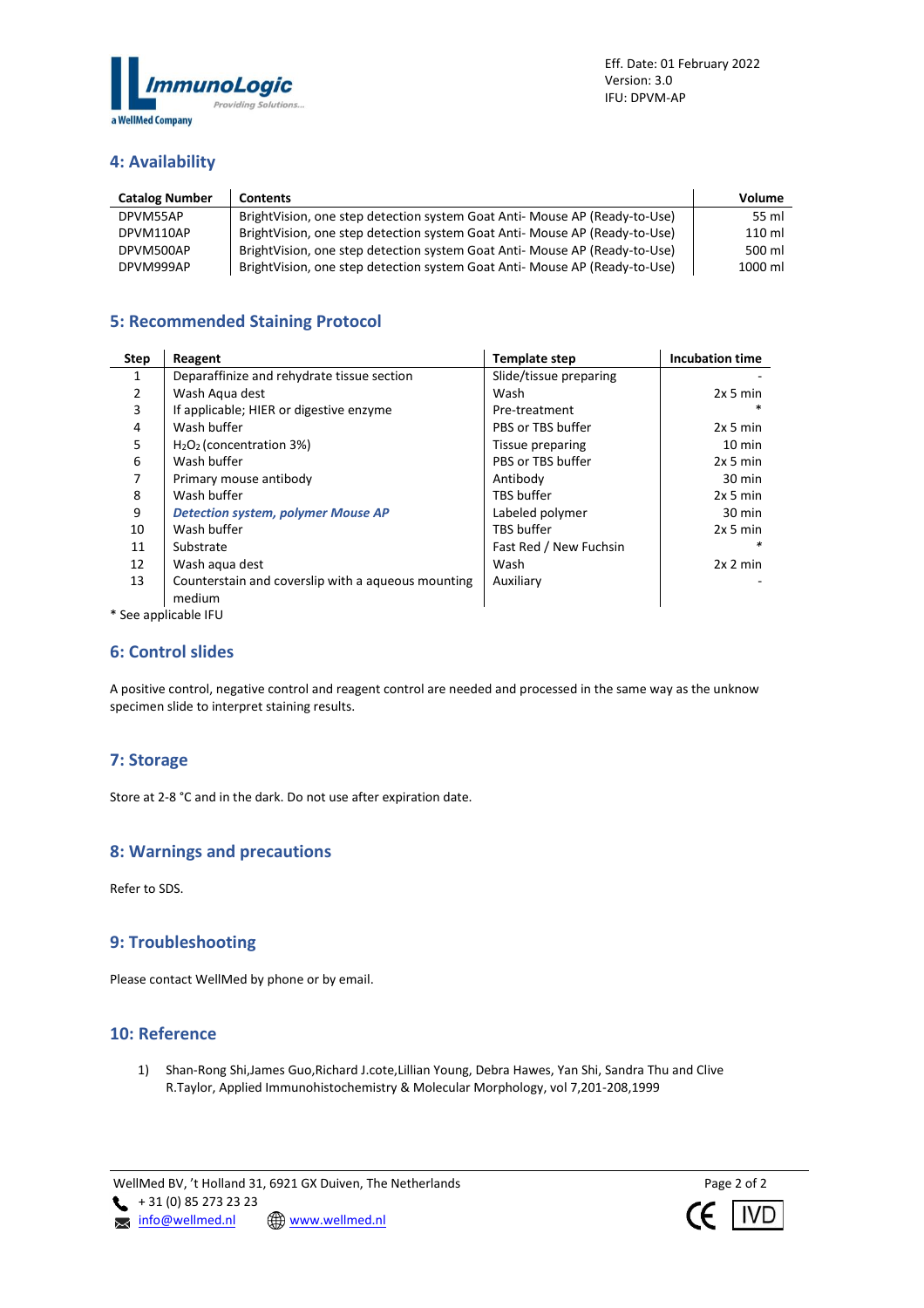## 4: Availability

| Catalog Number | Contents | Volume |
|---|---|---|
| DPVM55AP | BrightVision, one step detection system Goat Anti- Mouse AP (Ready-to-Use) | 55 ml |
| DPVM110AP | BrightVision, one step detection system Goat Anti- Mouse AP (Ready-to-Use) | 110 ml |
| DPVM500AP | BrightVision, one step detection system Goat Anti- Mouse AP (Ready-to-Use) | 500 ml |
| DPVM999AP | BrightVision, one step detection system Goat Anti- Mouse AP (Ready-to-Use) | 1000 ml |

## 5: Recommended Staining Protocol

| Step | Reagent | Template step | Incubation time |
|---|---|---|---|
| 1 | Deparaffinize and rehydrate tissue section | Slide/tissue preparing | - |
| 2 | Wash Aqua dest | Wash | 2x 5 min |
| 3 | If applicable; HIER or digestive enzyme | Pre-treatment | * |
| 4 | Wash buffer | PBS or TBS buffer | 2x 5 min |
| 5 | $H_2O_2$ (concentration 3%) | Tissue preparing | 10 min |
| 6 | Wash buffer | PBS or TBS buffer | 2x 5 min |
| 7 | Primary mouse antibody | Antibody | 30 min |
| 8 | Wash buffer | TBS buffer | 2x 5 min |
| 9 | ***Detection system, polymer Mouse AP*** | Labeled polymer | 30 min |
| 10 | Wash buffer | TBS buffer | 2x 5 min |
| 11 | Substrate | Fast Red / New Fuchsin | * |
| 12 | Wash aqua dest | Wash | 2x 2 min |
| 13 | Counterstain and coverslip with a aqueous mounting medium | Auxiliary | - |

* See applicable IFU

## 6: Control slides

A positive control, negative control and reagent control are needed and processed in the same way as the unknow specimen slide to interpret staining results.

## 7: Storage

Store at 2-8 °C and in the dark. Do not use after expiration date.

## 8: Warnings and precautions

Refer to SDS.

## 9: Troubleshooting

Please contact WellMed by phone or by email.

## 10: Reference

1) Shan-Rong Shi,James Guo,Richard J.cote,Lillian Young, Debra Hawes, Yan Shi, Sandra Thu and Clive R.Taylor, Applied Immunohistochemistry & Molecular Morphology, vol 7,201-208,1999